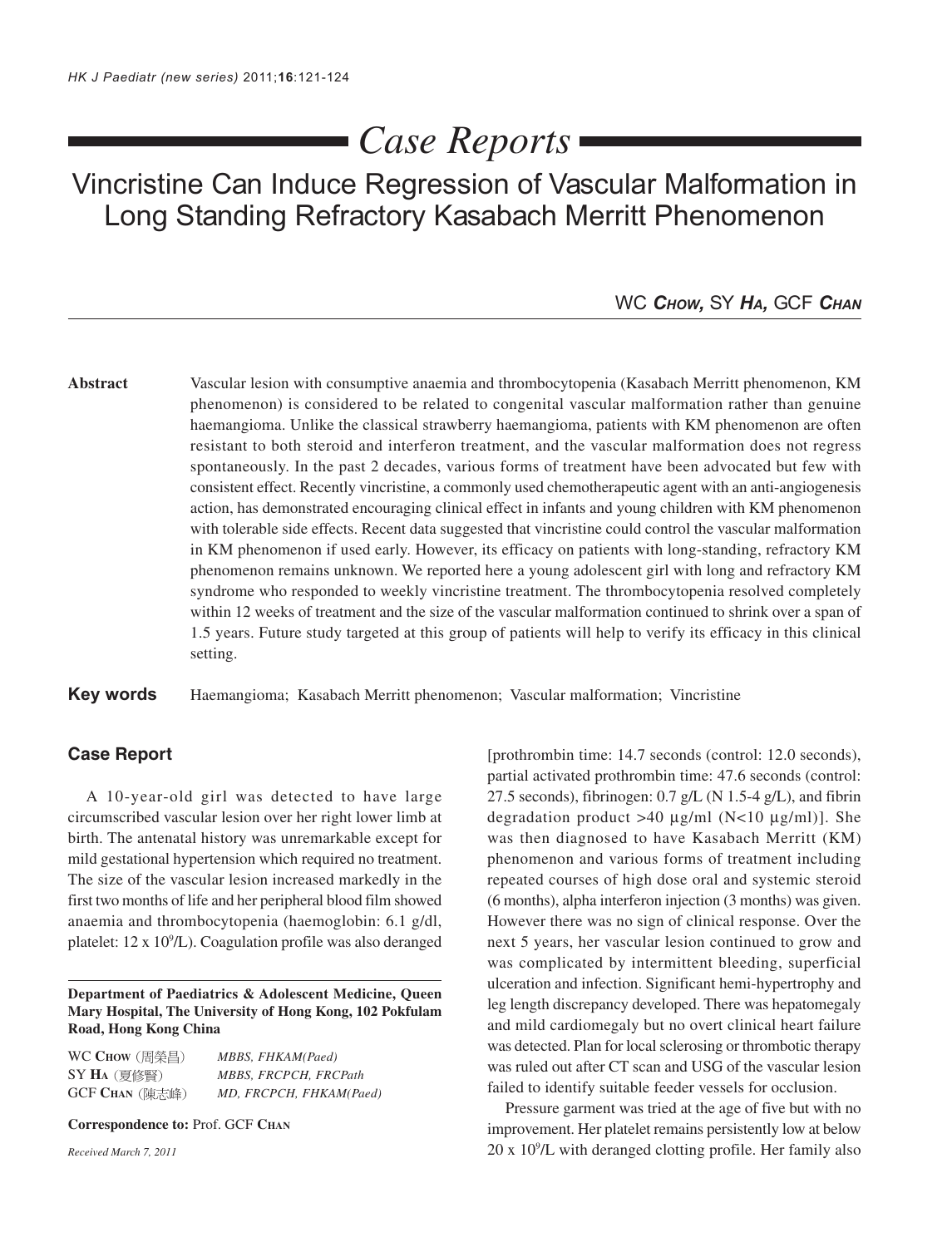# Case Reports

# Vincristine Can Induce Regression of Vascular Malformation in Long Standing Refractory Kasabach Merritt Phenomenon

WC **Chow**, SY **Ha**, GCF **Chan**

**Abstract** Vascular lesion with consumptive anaemia and thrombocytopenia (Kasabach Merritt phenomenon, KM phenomenon) is considered to be related to congenital vascular malformation rather than genuine haemangioma. Unlike the classical strawberry haemangioma, patients with KM phenomenon are often resistant to both steroid and interferon treatment, and the vascular malformation does not regress spontaneously. In the past 2 decades, various forms of treatment have been advocated but few with consistent effect. Recently vincristine, a commonly used chemotherapeutic agent with an anti-angiogenesis action, has demonstrated encouraging clinical effect in infants and young children with KM phenomenon with tolerable side effects. Recent data suggested that vincristine could control the vascular malformation in KM phenomenon if used early. However, its efficacy on patients with long-standing, refractory KM phenomenon remains unknown. We reported here a young adolescent girl with long and refractory KM syndrome who responded to weekly vincristine treatment. The thrombocytopenia resolved completely within 12 weeks of treatment and the size of the vascular malformation continued to shrink over a span of 1.5 years. Future study targeted at this group of patients will help to verify its efficacy in this clinical setting.

**Key words** Haemangioma; Kasabach Merritt phenomenon; Vascular malformation; Vincristine

## Case Report

A 10-year-old girl was detected to have large circumscribed vascular lesion over her right lower limb at birth. The antenatal history was unremarkable except for mild gestational hypertension which required no treatment. The size of the vascular lesion increased markedly in the first two months of life and her peripheral blood film showed anaemia and thrombocytopenia (haemoglobin: 6.1 g/dl, platelet: 12 x $10^9$/L). Coagulation profile was also deranged [prothrombin time: 14.7 seconds (control: 12.0 seconds), partial activated prothrombin time: 47.6 seconds (control: 27.5 seconds), fibrinogen: 0.7 g/L (N 1.5-4 g/L), and fibrin degradation product >40 µg/ml (N<10 µg/ml)]. She was then diagnosed to have Kasabach Merritt (KM) phenomenon and various forms of treatment including repeated courses of high dose oral and systemic steroid (6 months), alpha interferon injection (3 months) was given. However there was no sign of clinical response. Over the next 5 years, her vascular lesion continued to grow and was complicated by intermittent bleeding, superficial ulceration and infection. Significant hemi-hypertrophy and leg length discrepancy developed. There was hepatomegaly and mild cardiomegaly but no overt clinical heart failure was detected. Plan for local sclerosing or thrombotic therapy was ruled out after CT scan and USG of the vascular lesion failed to identify suitable feeder vessels for occlusion.

Pressure garment was tried at the age of five but with no improvement. Her platelet remains persistently low at below 20 x $10^9$/L with deranged clotting profile. Her family also

**Department of Paediatrics & Adolescent Medicine, Queen Mary Hospital, The University of Hong Kong, 102 Pokfulam Road, Hong Kong China**

| | |
|---|---|
| WC **Chow** (周榮昌) | *MBBS, FHKAM(Paed)* |
| SY **Ha** (夏修賢) | *MBBS, FRCPCH, FRCPath* |
| GCF **Chan** (陳志峰) | *MD, FRCPCH, FHKAM(Paed)* |

**Correspondence to:** Prof. GCF **Chan**

*Received March 7, 2011*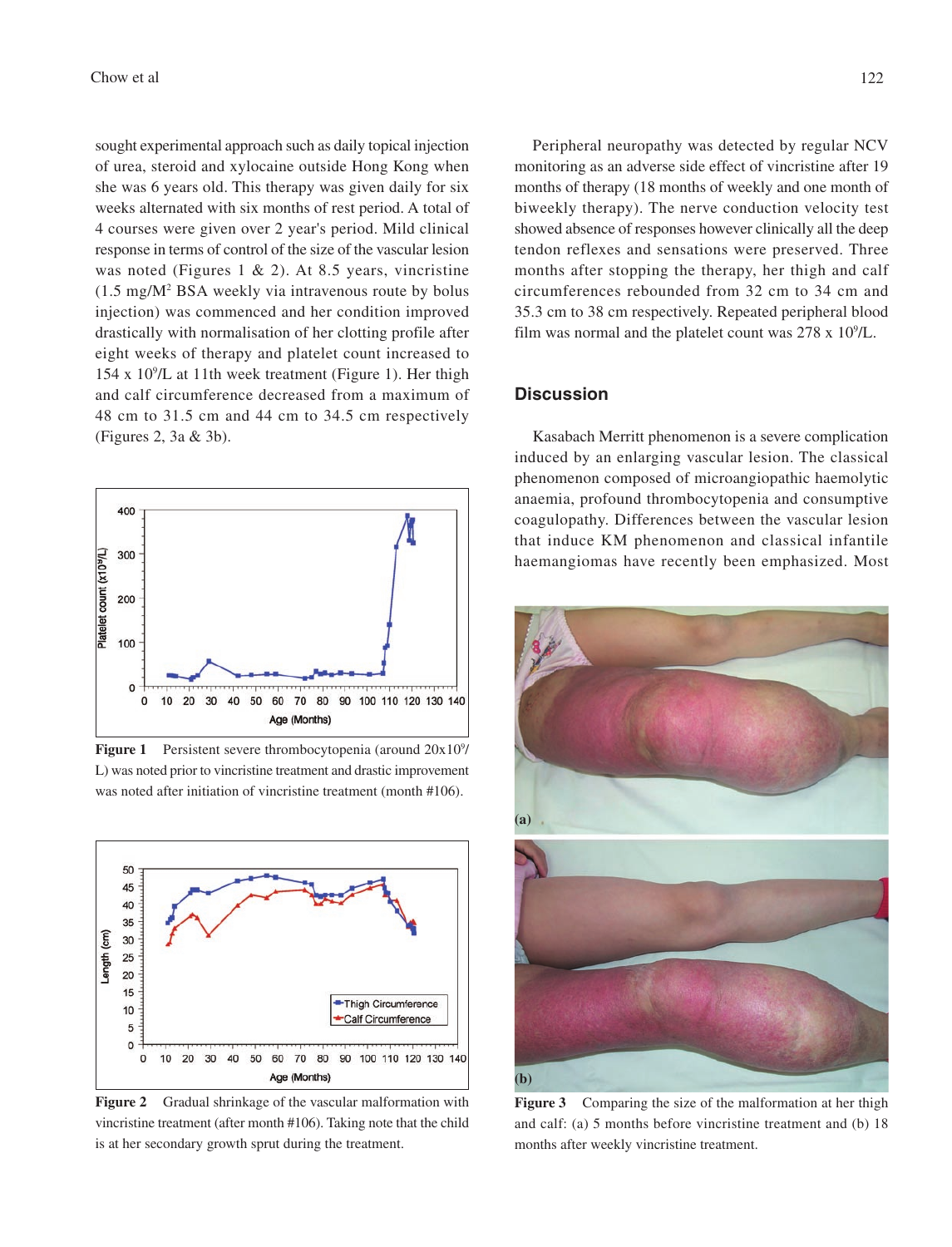sought experimental approach such as daily topical injection of urea, steroid and xylocaine outside Hong Kong when she was 6 years old. This therapy was given daily for six weeks alternated with six months of rest period. A total of 4 courses were given over 2 year's period. Mild clinical response in terms of control of the size of the vascular lesion was noted (Figures 1 & 2). At 8.5 years, vincristine (1.5 mg/$M^2$ BSA weekly via intravenous route by bolus injection) was commenced and her condition improved drastically with normalisation of her clotting profile after eight weeks of therapy and platelet count increased to 154 x $10^9$/L at 11th week treatment (Figure 1). Her thigh and calf circumference decreased from a maximum of 48 cm to 31.5 cm and 44 cm to 34.5 cm respectively (Figures 2, 3a & 3b).

**Figure 1** Persistent severe thrombocytopenia (around 20x$10^9$/L) was noted prior to vincristine treatment and drastic improvement was noted after initiation of vincristine treatment (month #106).

**Figure 2** Gradual shrinkage of the vascular malformation with vincristine treatment (after month #106). Taking note that the child is at her secondary growth sprut during the treatment.

Peripheral neuropathy was detected by regular NCV monitoring as an adverse side effect of vincristine after 19 months of therapy (18 months of weekly and one month of biweekly therapy). The nerve conduction velocity test showed absence of responses however clinically all the deep tendon reflexes and sensations were preserved. Three months after stopping the therapy, her thigh and calf circumferences rebounded from 32 cm to 34 cm and 35.3 cm to 38 cm respectively. Repeated peripheral blood film was normal and the platelet count was 278 x $10^9$/L.

## Discussion

Kasabach Merritt phenomenon is a severe complication induced by an enlarging vascular lesion. The classical phenomenon composed of microangiopathic haemolytic anaemia, profound thrombocytopenia and consumptive coagulopathy. Differences between the vascular lesion that induce KM phenomenon and classical infantile haemangiomas have recently been emphasized. Most

**Figure 3** Comparing the size of the malformation at her thigh and calf: (a) 5 months before vincristine treatment and (b) 18 months after weekly vincristine treatment.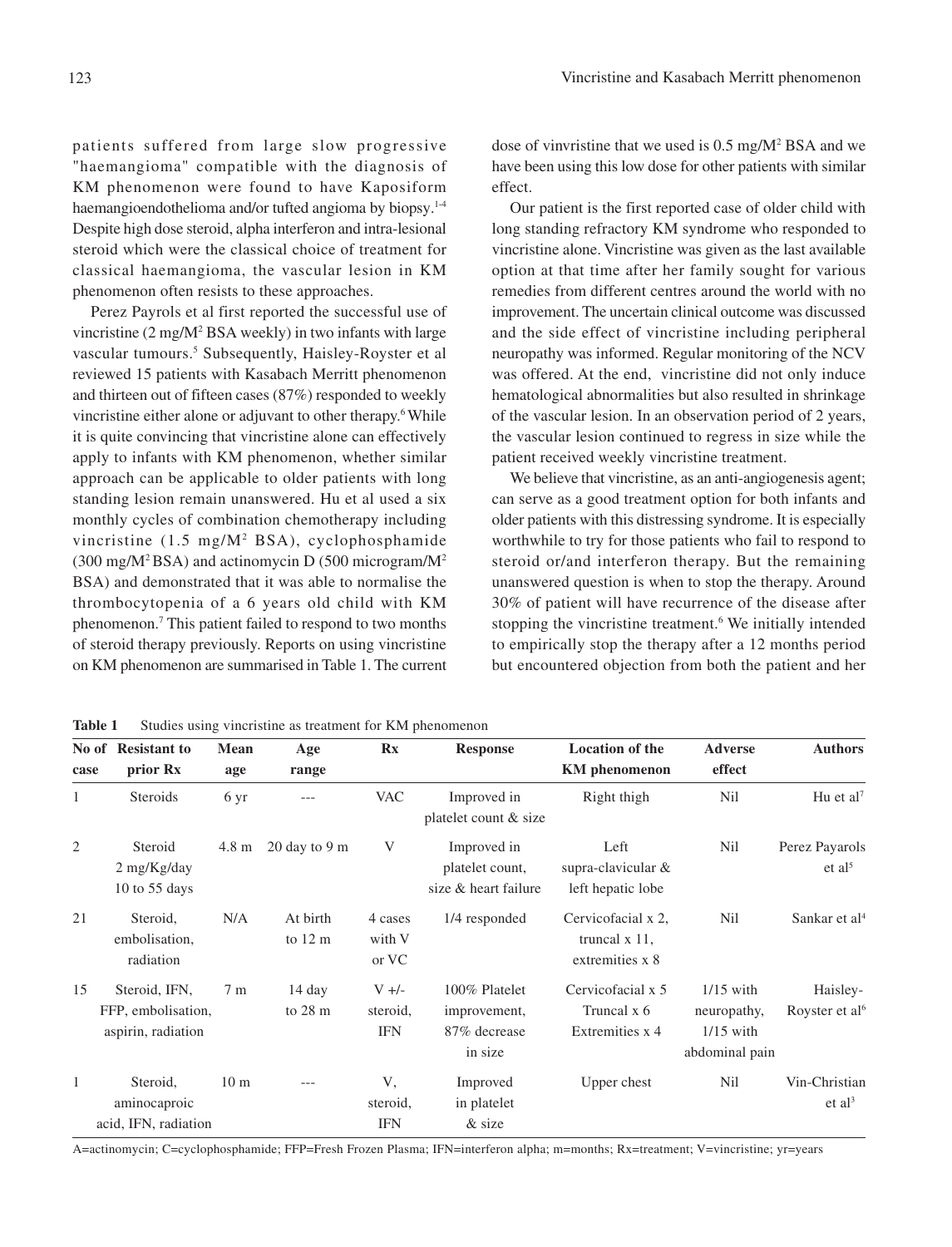patients suffered from large slow progressive "haemangioma" compatible with the diagnosis of KM phenomenon were found to have Kaposiform haemangioendothelioma and/or tufted angioma by biopsy.[1-4] Despite high dose steroid, alpha interferon and intra-lesional steroid which were the classical choice of treatment for classical haemangioma, the vascular lesion in KM phenomenon often resists to these approaches.

Perez Payrols et al first reported the successful use of vincristine (2 mg/M$^2$ BSA weekly) in two infants with large vascular tumours.[5] Subsequently, Haisley-Royster et al reviewed 15 patients with Kasabach Merritt phenomenon and thirteen out of fifteen cases (87%) responded to weekly vincristine either alone or adjuvant to other therapy.[6] While it is quite convincing that vincristine alone can effectively apply to infants with KM phenomenon, whether similar approach can be applicable to older patients with long standing lesion remain unanswered. Hu et al used a six monthly cycles of combination chemotherapy including vincristine (1.5 mg/M$^2$ BSA), cyclophosphamide (300 mg/M$^2$ BSA) and actinomycin D (500 microgram/M$^2$ BSA) and demonstrated that it was able to normalise the thrombocytopenia of a 6 years old child with KM phenomenon.[7] This patient failed to respond to two months of steroid therapy previously. Reports on using vincristine on KM phenomenon are summarised in Table 1. The current dose of vinvristine that we used is 0.5 mg/M$^2$ BSA and we have been using this low dose for other patients with similar effect.

Our patient is the first reported case of older child with long standing refractory KM syndrome who responded to vincristine alone. Vincristine was given as the last available option at that time after her family sought for various remedies from different centres around the world with no improvement. The uncertain clinical outcome was discussed and the side effect of vincristine including peripheral neuropathy was informed. Regular monitoring of the NCV was offered. At the end, vincristine did not only induce hematological abnormalities but also resulted in shrinkage of the vascular lesion. In an observation period of 2 years, the vascular lesion continued to regress in size while the patient received weekly vincristine treatment.

We believe that vincristine, as an anti-angiogenesis agent; can serve as a good treatment option for both infants and older patients with this distressing syndrome. It is especially worthwhile to try for those patients who fail to respond to steroid or/and interferon therapy. But the remaining unanswered question is when to stop the therapy. Around 30% of patient will have recurrence of the disease after stopping the vincristine treatment.[6] We initially intended to empirically stop the therapy after a 12 months period but encountered objection from both the patient and her

**Table 1** Studies using vincristine as treatment for KM phenomenon

| No of case | Resistant to prior Rx | Mean age | Age range | Rx | Response | Location of the KM phenomenon | Adverse effect | Authors |
|---|---|---|---|---|---|---|---|---|
| 1 | Steroids | 6 yr | --- | VAC | Improved in platelet count & size | Right thigh | Nil | Hu et al[7] |
| 2 | Steroid 2 mg/Kg/day 10 to 55 days | 4.8 m | 20 day to 9 m | V | Improved in platelet count, size & heart failure | Left supra-clavicular & left hepatic lobe | Nil | Perez Payarols et al[5] |
| 21 | Steroid, embolisation, radiation | N/A | At birth to 12 m | 4 cases with V or VC | 1/4 responded | Cervicofacial x 2, truncal x 11, extremities x 8 | Nil | Sankar et al[4] |
| 15 | Steroid, IFN, FFP, embolisation, aspirin, radiation | 7 m | 14 day to 28 m | V +/- steroid, IFN | 100% Platelet improvement, 87% decrease in size | Cervicofacial x 5 Truncal x 6 Extremities x 4 | 1/15 with neuropathy, 1/15 with abdominal pain | Haisley-Royster et al[6] |
| 1 | Steroid, aminocaproic acid, IFN, radiation | 10 m | --- | V, steroid, IFN | Improved in platelet & size | Upper chest | Nil | Vin-Christian et al[3] |

A=actinomycin; C=cyclophosphamide; FFP=Fresh Frozen Plasma; IFN=interferon alpha; m=months; Rx=treatment; V=vincristine; yr=years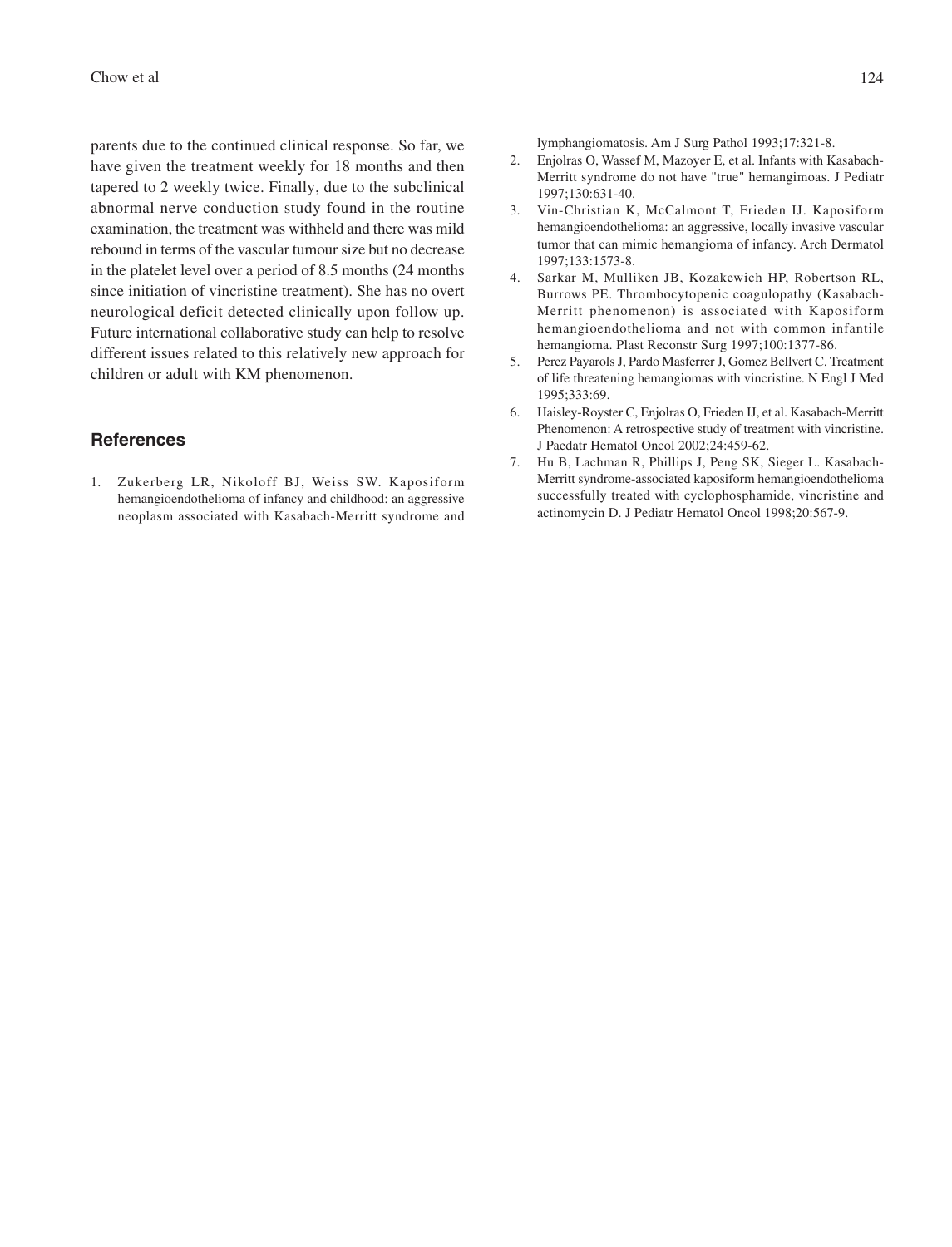parents due to the continued clinical response. So far, we have given the treatment weekly for 18 months and then tapered to 2 weekly twice. Finally, due to the subclinical abnormal nerve conduction study found in the routine examination, the treatment was withheld and there was mild rebound in terms of the vascular tumour size but no decrease in the platelet level over a period of 8.5 months (24 months since initiation of vincristine treatment). She has no overt neurological deficit detected clinically upon follow up. Future international collaborative study can help to resolve different issues related to this relatively new approach for children or adult with KM phenomenon.

## References

1. Zukerberg LR, Nikoloff BJ, Weiss SW. Kaposiform hemangioendothelioma of infancy and childhood: an aggressive neoplasm associated with Kasabach-Merritt syndrome and lymphangiomatosis. Am J Surg Pathol 1993;17:321-8.
2. Enjolras O, Wassef M, Mazoyer E, et al. Infants with Kasabach-Merritt syndrome do not have "true" hemangimoas. J Pediatr 1997;130:631-40.
3. Vin-Christian K, McCalmont T, Frieden IJ. Kaposiform hemangioendothelioma: an aggressive, locally invasive vascular tumor that can mimic hemangioma of infancy. Arch Dermatol 1997;133:1573-8.
4. Sarkar M, Mulliken JB, Kozakewich HP, Robertson RL, Burrows PE. Thrombocytopenic coagulopathy (Kasabach-Merritt phenomenon) is associated with Kaposiform hemangioendothelioma and not with common infantile hemangioma. Plast Reconstr Surg 1997;100:1377-86.
5. Perez Payarols J, Pardo Masferrer J, Gomez Bellvert C. Treatment of life threatening hemangiomas with vincristine. N Engl J Med 1995;333:69.
6. Haisley-Royster C, Enjolras O, Frieden IJ, et al. Kasabach-Merritt Phenomenon: A retrospective study of treatment with vincristine. J Paedatr Hematol Oncol 2002;24:459-62.
7. Hu B, Lachman R, Phillips J, Peng SK, Sieger L. Kasabach-Merritt syndrome-associated kaposiform hemangioendothelioma successfully treated with cyclophosphamide, vincristine and actinomycin D. J Pediatr Hematol Oncol 1998;20:567-9.